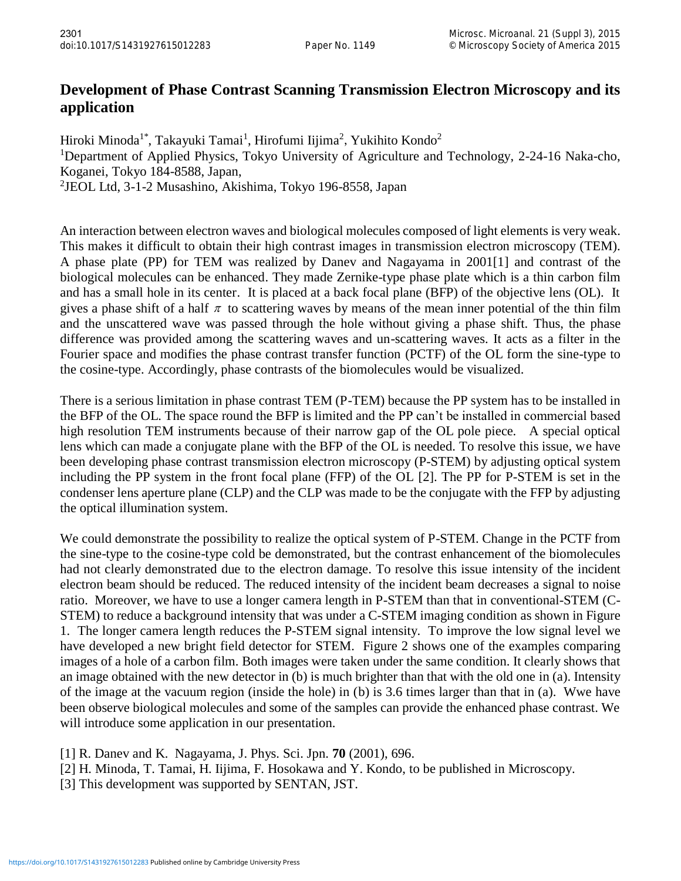# Development of Phase Contrast Scanning Transmission Electron Microscopy and its application

Hiroki Minoda[1*], Takayuki Tamai[1], Hirofumi Iijima[2], Yukihito Kondo[2]

[1]Department of Applied Physics, Tokyo University of Agriculture and Technology, 2-24-16 Naka-cho, Koganei, Tokyo 184-8588, Japan,

[2]JEOL Ltd, 3-1-2 Musashino, Akishima, Tokyo 196-8558, Japan

An interaction between electron waves and biological molecules composed of light elements is very weak. This makes it difficult to obtain their high contrast images in transmission electron microscopy (TEM). A phase plate (PP) for TEM was realized by Danev and Nagayama in 2001[1] and contrast of the biological molecules can be enhanced. They made Zernike-type phase plate which is a thin carbon film and has a small hole in its center. It is placed at a back focal plane (BFP) of the objective lens (OL). It gives a phase shift of a half $\pi$ to scattering waves by means of the mean inner potential of the thin film and the unscattered wave was passed through the hole without giving a phase shift. Thus, the phase difference was provided among the scattering waves and un-scattering waves. It acts as a filter in the Fourier space and modifies the phase contrast transfer function (PCTF) of the OL form the sine-type to the cosine-type. Accordingly, phase contrasts of the biomolecules would be visualized.

There is a serious limitation in phase contrast TEM (P-TEM) because the PP system has to be installed in the BFP of the OL. The space round the BFP is limited and the PP can't be installed in commercial based high resolution TEM instruments because of their narrow gap of the OL pole piece. A special optical lens which can made a conjugate plane with the BFP of the OL is needed. To resolve this issue, we have been developing phase contrast transmission electron microscopy (P-STEM) by adjusting optical system including the PP system in the front focal plane (FFP) of the OL [2]. The PP for P-STEM is set in the condenser lens aperture plane (CLP) and the CLP was made to be the conjugate with the FFP by adjusting the optical illumination system.

We could demonstrate the possibility to realize the optical system of P-STEM. Change in the PCTF from the sine-type to the cosine-type cold be demonstrated, but the contrast enhancement of the biomolecules had not clearly demonstrated due to the electron damage. To resolve this issue intensity of the incident electron beam should be reduced. The reduced intensity of the incident beam decreases a signal to noise ratio. Moreover, we have to use a longer camera length in P-STEM than that in conventional-STEM (C-STEM) to reduce a background intensity that was under a C-STEM imaging condition as shown in Figure 1. The longer camera length reduces the P-STEM signal intensity. To improve the low signal level we have developed a new bright field detector for STEM. Figure 2 shows one of the examples comparing images of a hole of a carbon film. Both images were taken under the same condition. It clearly shows that an image obtained with the new detector in (b) is much brighter than that with the old one in (a). Intensity of the image at the vacuum region (inside the hole) in (b) is 3.6 times larger than that in (a). Wwe have been observe biological molecules and some of the samples can provide the enhanced phase contrast. We will introduce some application in our presentation.

[1] R. Danev and K. Nagayama, J. Phys. Sci. Jpn. **70** (2001), 696.

[2] H. Minoda, T. Tamai, H. Iijima, F. Hosokawa and Y. Kondo, to be published in Microscopy.

[3] This development was supported by SENTAN, JST.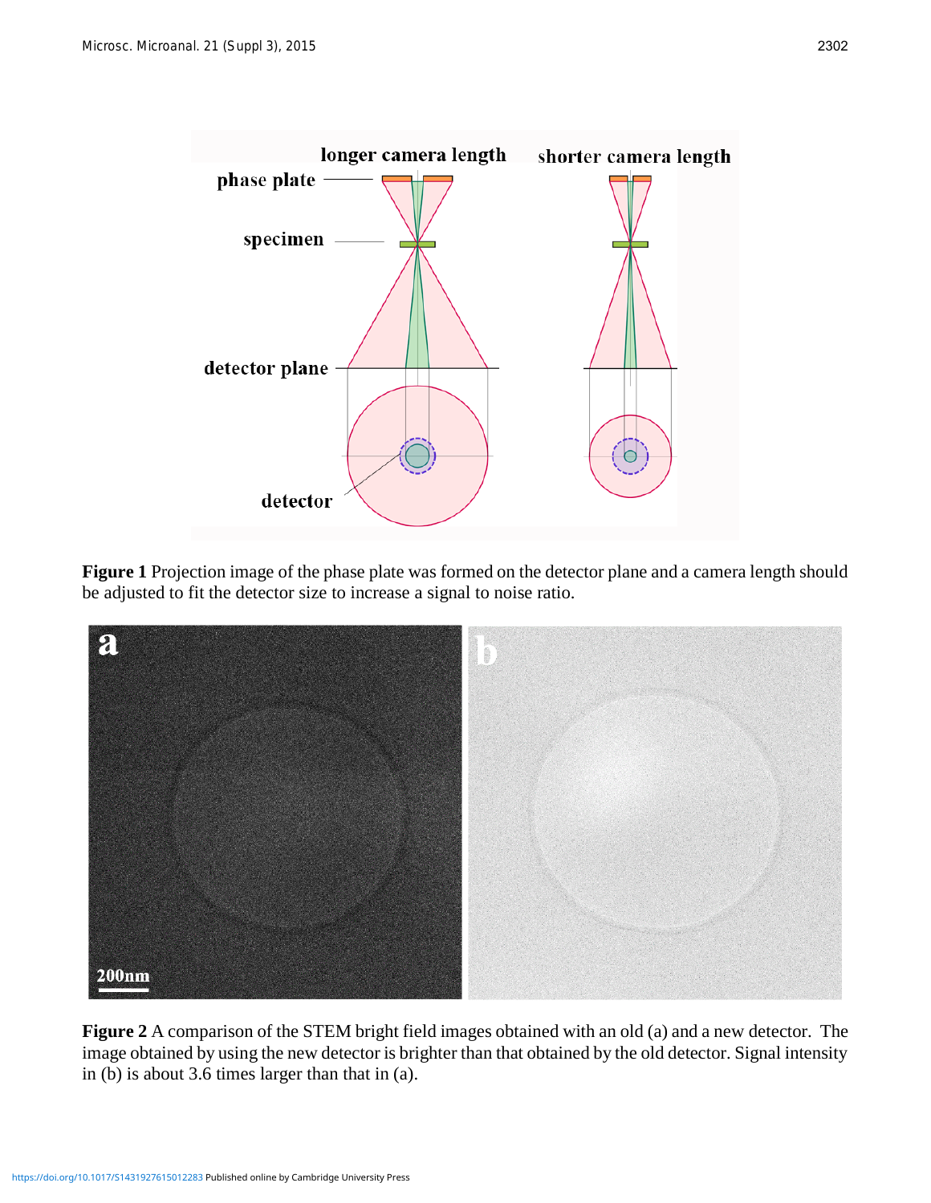longer camera length

shorter camera length

phase plate

specimen

detector plane

detector

**Figure 1** Projection image of the phase plate was formed on the detector plane and a camera length should be adjusted to fit the detector size to increase a signal to noise ratio.

a

b

200nm

**Figure 2** A comparison of the STEM bright field images obtained with an old (a) and a new detector. The image obtained by using the new detector is brighter than that obtained by the old detector. Signal intensity in (b) is about 3.6 times larger than that in (a).